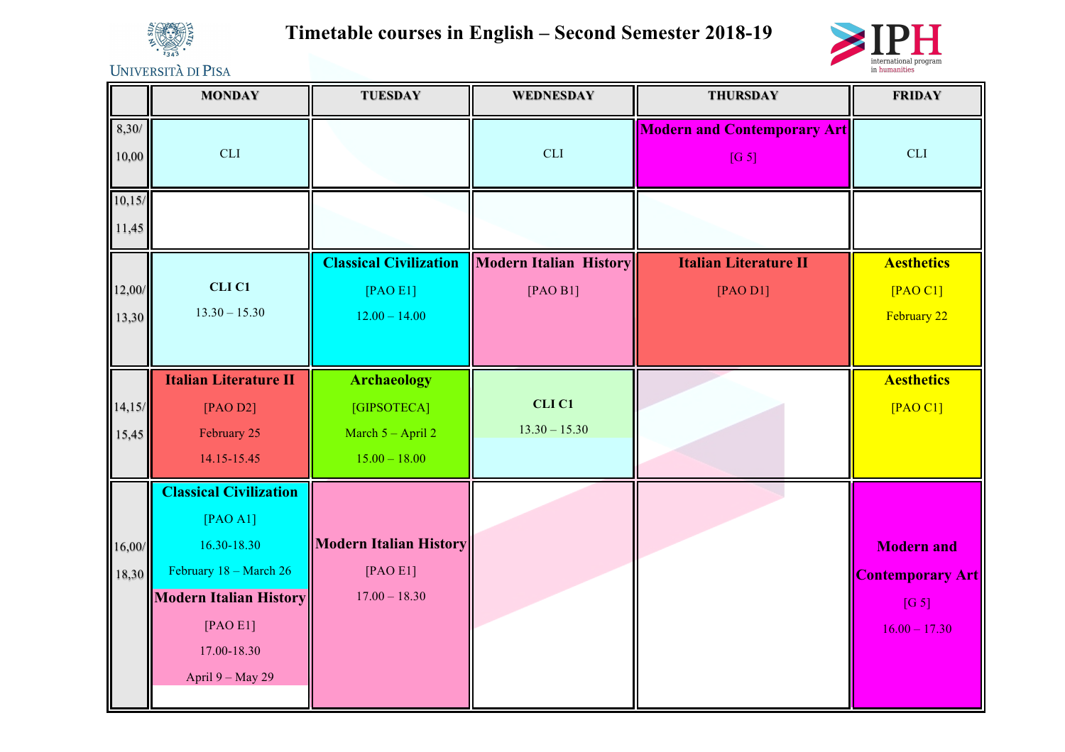Università di Pisa

# Timetable courses in English – Second Semester 2018-19

IPH international program in humanities

| | MONDAY | TUESDAY | WEDNESDAY | THURSDAY | FRIDAY |
|---|---|---|---|---|---|
| 8,30/ 10,00 | CLI | | CLI | **Modern and Contemporary Art** [G 5] | CLI |
| 10,15/ 11,45 | | | | | |
| 12,00/ 13,30 | **CLI C1** 13.30 – 15.30 | **Classical Civilization** [PAO E1] 12.00 – 14.00 | **Modern Italian History** [PAO B1] | **Italian Literature II** [PAO D1] | **Aesthetics** [PAO C1] February 22 |
| 14,15/ 15,45 | **Italian Literature II** [PAO D2] February 25 14.15-15.45 | **Archaeology** [GIPSOTECA] March 5 – April 2 15.00 – 18.00 | **CLI C1** 13.30 – 15.30 | | **Aesthetics** [PAO C1] |
| 16,00/ 18,30 | **Classical Civilization** [PAO A1] 16.30-18.30 February 18 – March 26 **Modern Italian History** [PAO E1] 17.00-18.30 April 9 – May 29 | **Modern Italian History** [PAO E1] 17.00 – 18.30 | | | **Modern and Contemporary Art** [G 5] 16.00 – 17.30 |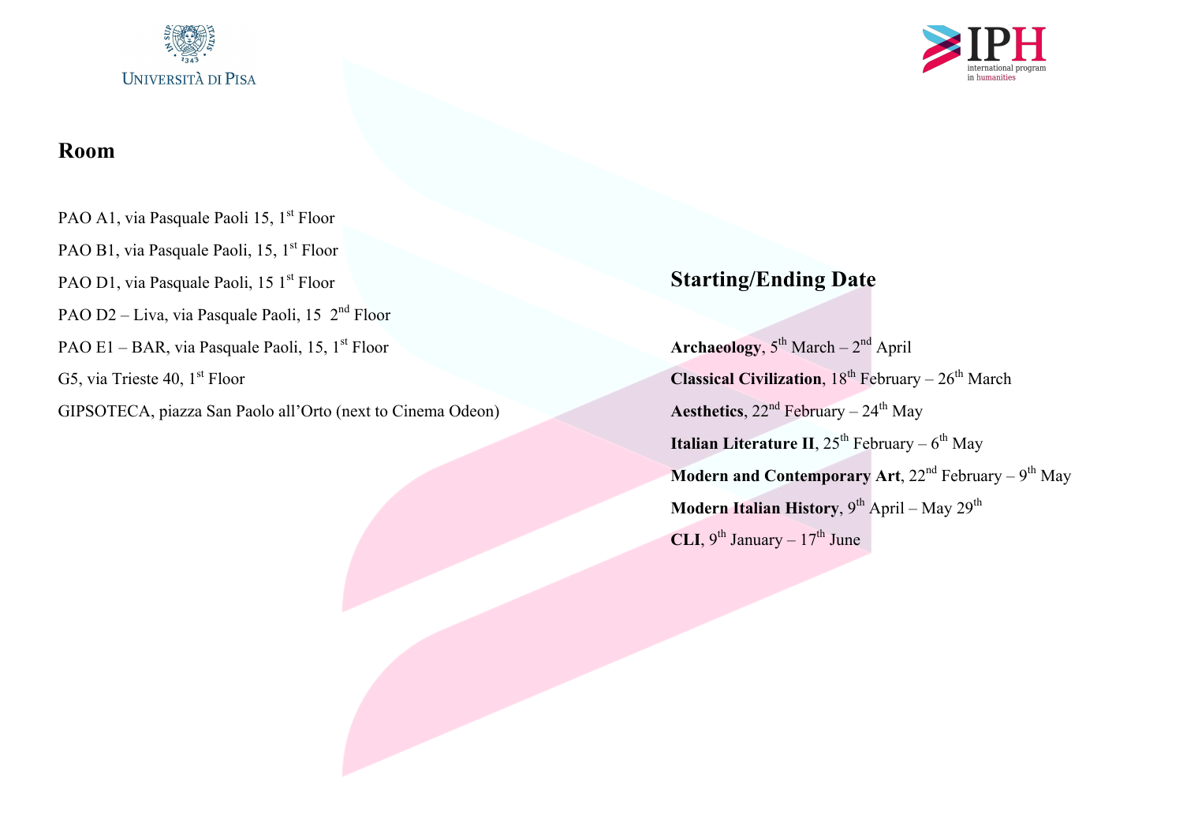## Room

PAO A1, via Pasquale Paoli 15, 1st Floor

PAO B1, via Pasquale Paoli, 15, 1st Floor

PAO D1, via Pasquale Paoli, 15 1st Floor

PAO D2 – Liva, via Pasquale Paoli, 15  2nd Floor

PAO E1 – BAR, via Pasquale Paoli, 15, 1st Floor

G5, via Trieste 40, 1st Floor

GIPSOTECA, piazza San Paolo all'Orto (next to Cinema Odeon)

## Starting/Ending Date

**Archaeology**, 5th March – 2nd April

**Classical Civilization**, 18th February – 26th March

**Aesthetics**, 22nd February – 24th May

**Italian Literature II**, 25th February – 6th May

**Modern and Contemporary Art**, 22nd February – 9th May

**Modern Italian History**, 9th April – May 29th

**CLI**, 9th January – 17th June